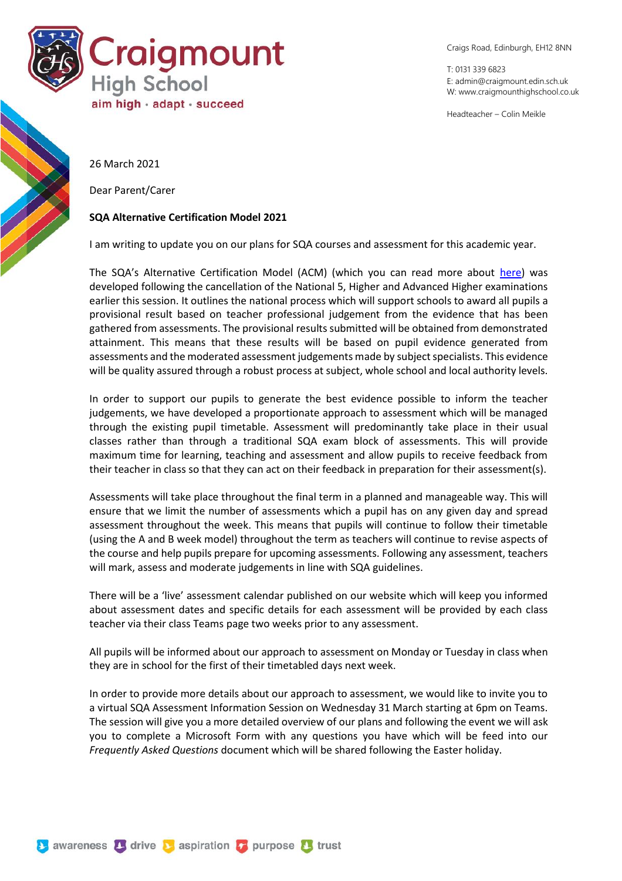Craigmount High School

aim high · adapt · succeed

Craigs Road, Edinburgh, EH12 8NN

T: 0131 339 6823
E: admin@craigmount.edin.sch.uk
W: www.craigmounthighschool.co.uk

Headteacher – Colin Meikle

26 March 2021

Dear Parent/Carer

**SQA Alternative Certification Model 2021**

I am writing to update you on our plans for SQA courses and assessment for this academic year.

The SQA's Alternative Certification Model (ACM) (which you can read more about here) was developed following the cancellation of the National 5, Higher and Advanced Higher examinations earlier this session. It outlines the national process which will support schools to award all pupils a provisional result based on teacher professional judgement from the evidence that has been gathered from assessments. The provisional results submitted will be obtained from demonstrated attainment. This means that these results will be based on pupil evidence generated from assessments and the moderated assessment judgements made by subject specialists. This evidence will be quality assured through a robust process at subject, whole school and local authority levels.

In order to support our pupils to generate the best evidence possible to inform the teacher judgements, we have developed a proportionate approach to assessment which will be managed through the existing pupil timetable. Assessment will predominantly take place in their usual classes rather than through a traditional SQA exam block of assessments. This will provide maximum time for learning, teaching and assessment and allow pupils to receive feedback from their teacher in class so that they can act on their feedback in preparation for their assessment(s).

Assessments will take place throughout the final term in a planned and manageable way. This will ensure that we limit the number of assessments which a pupil has on any given day and spread assessment throughout the week. This means that pupils will continue to follow their timetable (using the A and B week model) throughout the term as teachers will continue to revise aspects of the course and help pupils prepare for upcoming assessments. Following any assessment, teachers will mark, assess and moderate judgements in line with SQA guidelines.

There will be a 'live' assessment calendar published on our website which will keep you informed about assessment dates and specific details for each assessment will be provided by each class teacher via their class Teams page two weeks prior to any assessment.

All pupils will be informed about our approach to assessment on Monday or Tuesday in class when they are in school for the first of their timetabled days next week.

In order to provide more details about our approach to assessment, we would like to invite you to a virtual SQA Assessment Information Session on Wednesday 31 March starting at 6pm on Teams. The session will give you a more detailed overview of our plans and following the event we will ask you to complete a Microsoft Form with any questions you have which will be feed into our *Frequently Asked Questions* document which will be shared following the Easter holiday.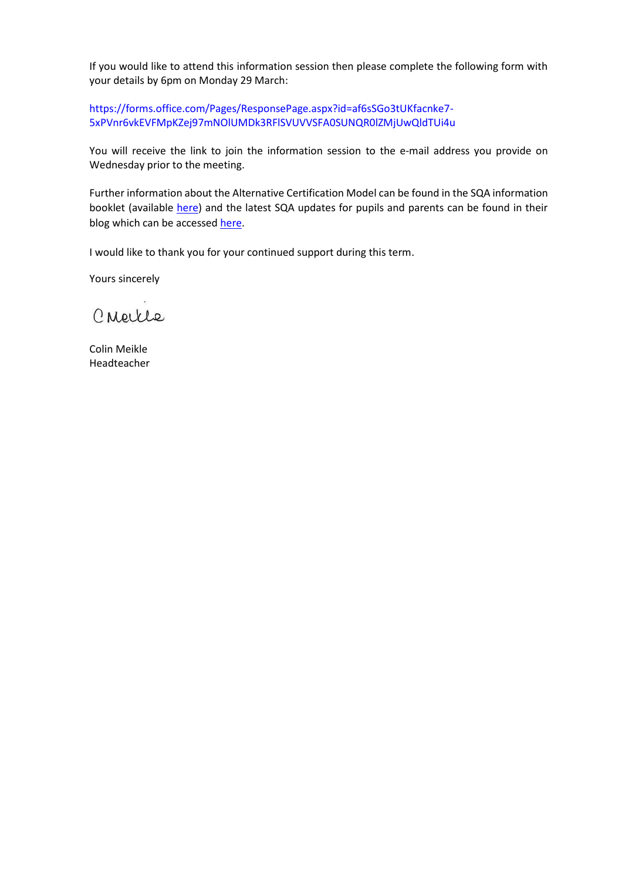If you would like to attend this information session then please complete the following form with your details by 6pm on Monday 29 March:

https://forms.office.com/Pages/ResponsePage.aspx?id=af6sSGo3tUKfacnke7-5xPVnr6vkEVFMpKZej97mNOlUMDk3RFlSVUVVSFA0SUNQR0lZMjUwQldTUi4u

You will receive the link to join the information session to the e-mail address you provide on Wednesday prior to the meeting.

Further information about the Alternative Certification Model can be found in the SQA information booklet (available here) and the latest SQA updates for pupils and parents can be found in their blog which can be accessed here.

I would like to thank you for your continued support during this term.

Yours sincerely

C Meikle

Colin Meikle
Headteacher